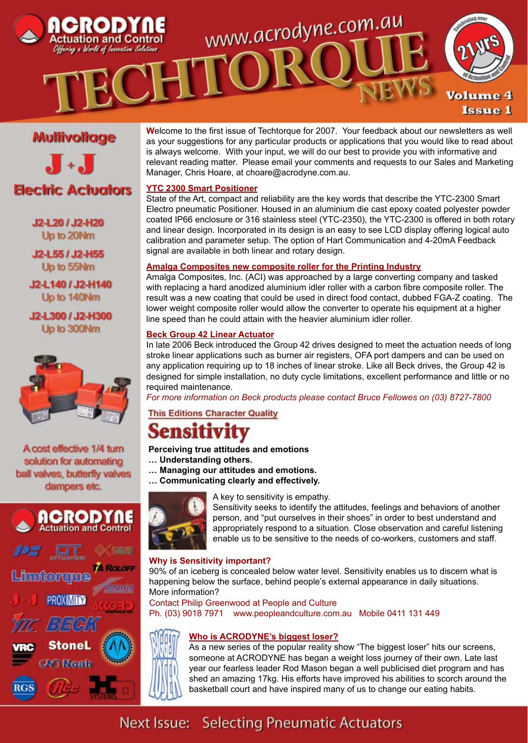# ACRODYNE Actuation and Control

*Offering a World of Innovative Solutions*

www.acrodyne.com.au

# TECHTORQUE NEWS

Volume 4
Issue 1

Celebrating over 21 yrs of Actuation and Control

## Multivoltage J+J Electric Actuators

J2-L20 / J2-H20
Up to 20Nm

J2-L55 / J2-H55
Up to 55Nm

J2-L140 / J2-H140
Up to 140Nm

J2-L300 / J2-H300
Up to 300Nm

A cost effective 1/4 turn solution for automating ball valves, butterfly valves dampers etc.

ACRODYNE Actuation and Control

Limitorque, Rotork, Amalga, J+J, Proximity, Accord, YTC, Beck, VRC, StoneL, Noah, RGS

**W**elcome to the first issue of Techtorque for 2007. Your feedback about our newsletters as well as your suggestions for any particular products or applications that you would like to read about is always welcome. With your input, we will do our best to provide you with informative and relevant reading matter. Please email your comments and requests to our Sales and Marketing Manager, Chris Hoare, at choare@acrodyne.com.au.

### YTC 2300 Smart Positioner

State of the Art, compact and reliability are the key words that describe the YTC-2300 Smart Electro pneumatic Positioner. Housed in an aluminium die cast epoxy coated polyester powder coated IP66 enclosure or 316 stainless steel (YTC-2350), the YTC-2300 is offered in both rotary and linear design. Incorporated in its design is an easy to see LCD display offering logical auto calibration and parameter setup. The option of Hart Communication and 4-20mA Feedback signal are available in both linear and rotary design.

### Amalga Composites new composite roller for the Printing Industry

Amalga Composites, Inc. (ACI) was approached by a large converting company and tasked with replacing a hard anodized aluminium idler roller with a carbon fibre composite roller. The result was a new coating that could be used in direct food contact, dubbed FGA-Z coating. The lower weight composite roller would allow the converter to operate his equipment at a higher line speed than he could attain with the heavier aluminium idler roller.

### Beck Group 42 Linear Actuator

In late 2006 Beck introduced the Group 42 drives designed to meet the actuation needs of long stroke linear applications such as burner air registers, OFA port dampers and can be used on any application requiring up to 18 inches of linear stroke. Like all Beck drives, the Group 42 is designed for simple installation, no duty cycle limitations, excellent performance and little or no required maintenance.

*For more information on Beck products please contact Bruce Fellowes on (03) 8727-7800*

### This Editions Character Quality

# Sensitivity

**Perceiving true attitudes and emotions**
**… Understanding others.**
**… Managing our attitudes and emotions.**
**… Communicating clearly and effectively.**

A key to sensitivity is empathy.
Sensitivity seeks to identify the attitudes, feelings and behaviors of another person, and "put ourselves in their shoes" in order to best understand and appropriately respond to a situation. Close observation and careful listening enable us to be sensitive to the needs of co-workers, customers and staff.

### Why is Sensitivity important?

90% of an iceberg is concealed below water level. Sensitivity enables us to discern what is happening below the surface, behind people's external appearance in daily situations.
More information?
Contact Philip Greenwood at People and Culture
Ph. (03) 9018 7971 www.peopleandculture.com.au Mobile 0411 131 449

### Who is ACRODYNE's biggest loser?

As a new series of the popular reality show "The biggest loser" hits our screens, someone at ACRODYNE has began a weight loss journey of their own. Late last year our fearless leader Rod Mason began a well publicised diet program and has shed an amazing 17kg. His efforts have improved his abilities to scorch around the basketball court and have inspired many of us to change our eating habits.

Next Issue: Selecting Pneumatic Actuators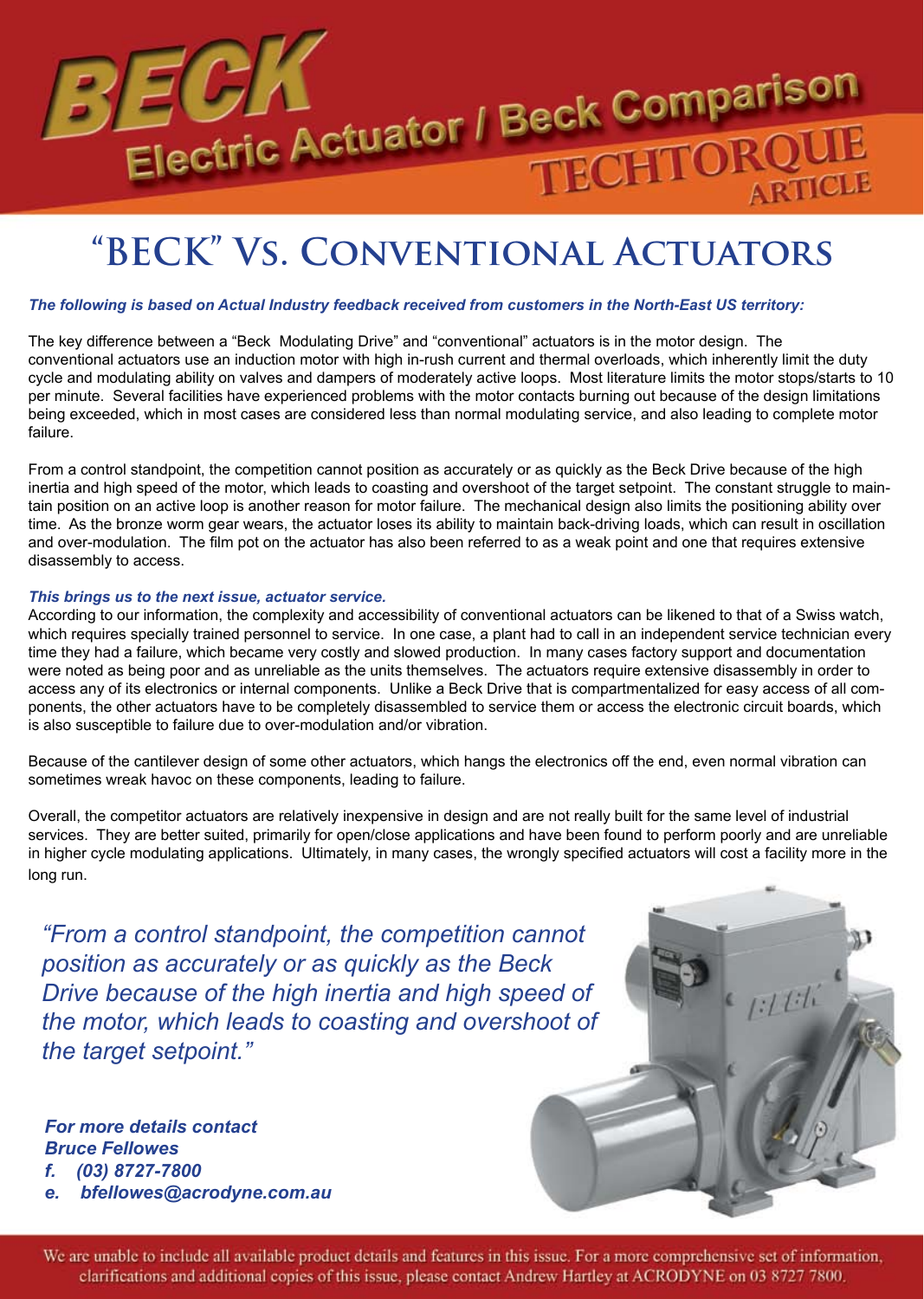# BECK Electric Actuator / Beck Comparison

TECHTORQUE ARTICLE

## "BECK" Vs. Conventional Actuators

***The following is based on Actual Industry feedback received from customers in the North-East US territory:***

The key difference between a "Beck Modulating Drive" and "conventional" actuators is in the motor design. The conventional actuators use an induction motor with high in-rush current and thermal overloads, which inherently limit the duty cycle and modulating ability on valves and dampers of moderately active loops. Most literature limits the motor stops/starts to 10 per minute. Several facilities have experienced problems with the motor contacts burning out because of the design limitations being exceeded, which in most cases are considered less than normal modulating service, and also leading to complete motor failure.

From a control standpoint, the competition cannot position as accurately or as quickly as the Beck Drive because of the high inertia and high speed of the motor, which leads to coasting and overshoot of the target setpoint. The constant struggle to maintain position on an active loop is another reason for motor failure. The mechanical design also limits the positioning ability over time. As the bronze worm gear wears, the actuator loses its ability to maintain back-driving loads, which can result in oscillation and over-modulation. The film pot on the actuator has also been referred to as a weak point and one that requires extensive disassembly to access.

***This brings us to the next issue, actuator service.***
According to our information, the complexity and accessibility of conventional actuators can be likened to that of a Swiss watch, which requires specially trained personnel to service. In one case, a plant had to call in an independent service technician every time they had a failure, which became very costly and slowed production. In many cases factory support and documentation were noted as being poor and as unreliable as the units themselves. The actuators require extensive disassembly in order to access any of its electronics or internal components. Unlike a Beck Drive that is compartmentalized for easy access of all components, the other actuators have to be completely disassembled to service them or access the electronic circuit boards, which is also susceptible to failure due to over-modulation and/or vibration.

Because of the cantilever design of some other actuators, which hangs the electronics off the end, even normal vibration can sometimes wreak havoc on these components, leading to failure.

Overall, the competitor actuators are relatively inexpensive in design and are not really built for the same level of industrial services. They are better suited, primarily for open/close applications and have been found to perform poorly and are unreliable in higher cycle modulating applications. Ultimately, in many cases, the wrongly specified actuators will cost a facility more in the long run.

*"From a control standpoint, the competition cannot position as accurately or as quickly as the Beck Drive because of the high inertia and high speed of the motor, which leads to coasting and overshoot of the target setpoint."*

***For more details contact***
***Bruce Fellowes***
***f. (03) 8727-7800***
***e. bfellowes@acrodyne.com.au***

We are unable to include all available product details and features in this issue. For a more comprehensive set of information, clarifications and additional copies of this issue, please contact Andrew Hartley at ACRODYNE on 03 8727 7800.